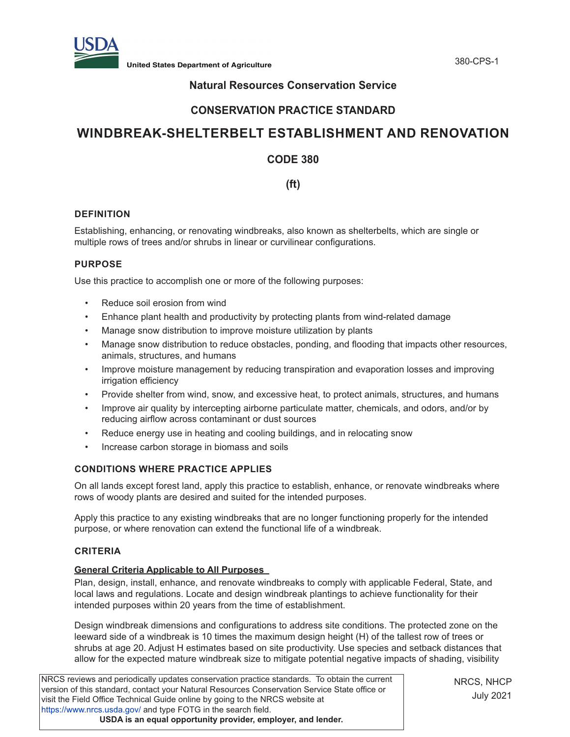United States Department of Agriculture

## Natural Resources Conservation Service

## CONSERVATION PRACTICE STANDARD

# WINDBREAK-SHELTERBELT ESTABLISHMENT AND RENOVATION

## CODE 380

## (ft)

### DEFINITION

Establishing, enhancing, or renovating windbreaks, also known as shelterbelts, which are single or multiple rows of trees and/or shrubs in linear or curvilinear configurations.

### PURPOSE

Use this practice to accomplish one or more of the following purposes:

- Reduce soil erosion from wind
- Enhance plant health and productivity by protecting plants from wind-related damage
- Manage snow distribution to improve moisture utilization by plants
- Manage snow distribution to reduce obstacles, ponding, and flooding that impacts other resources, animals, structures, and humans
- Improve moisture management by reducing transpiration and evaporation losses and improving irrigation efficiency
- Provide shelter from wind, snow, and excessive heat, to protect animals, structures, and humans
- Improve air quality by intercepting airborne particulate matter, chemicals, and odors, and/or by reducing airflow across contaminant or dust sources
- Reduce energy use in heating and cooling buildings, and in relocating snow
- Increase carbon storage in biomass and soils

### CONDITIONS WHERE PRACTICE APPLIES

On all lands except forest land, apply this practice to establish, enhance, or renovate windbreaks where rows of woody plants are desired and suited for the intended purposes.

Apply this practice to any existing windbreaks that are no longer functioning properly for the intended purpose, or where renovation can extend the functional life of a windbreak.

### CRITERIA

**General Criteria Applicable to All Purposes**

Plan, design, install, enhance, and renovate windbreaks to comply with applicable Federal, State, and local laws and regulations. Locate and design windbreak plantings to achieve functionality for their intended purposes within 20 years from the time of establishment.

Design windbreak dimensions and configurations to address site conditions. The protected zone on the leeward side of a windbreak is 10 times the maximum design height (H) of the tallest row of trees or shrubs at age 20. Adjust H estimates based on site productivity. Use species and setback distances that allow for the expected mature windbreak size to mitigate potential negative impacts of shading, visibility

NRCS reviews and periodically updates conservation practice standards. To obtain the current version of this standard, contact your Natural Resources Conservation Service State office or visit the Field Office Technical Guide online by going to the NRCS website at https://www.nrcs.usda.gov/ and type FOTG in the search field.

**USDA is an equal opportunity provider, employer, and lender.**

NRCS, NHCP
July 2021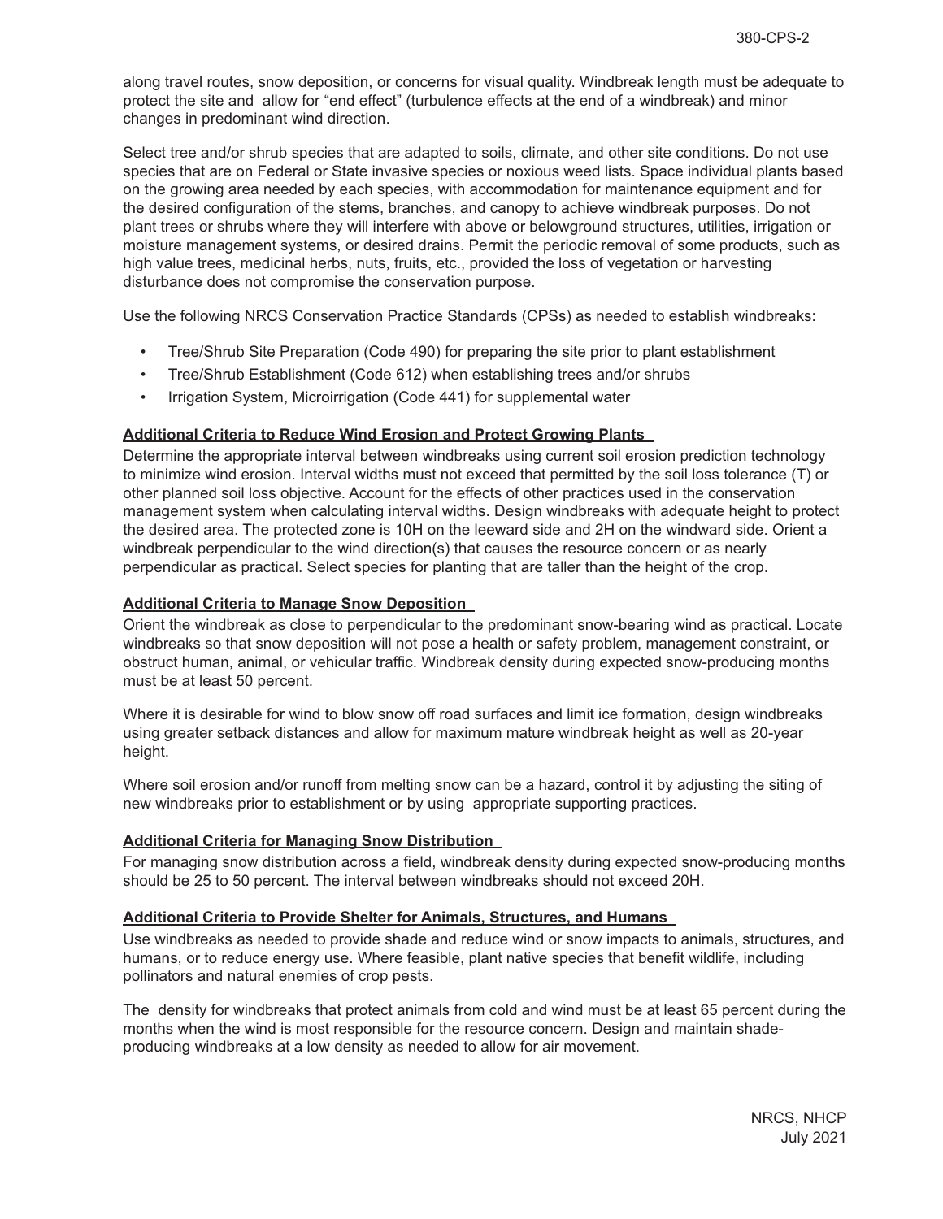along travel routes, snow deposition, or concerns for visual quality. Windbreak length must be adequate to protect the site and allow for "end effect" (turbulence effects at the end of a windbreak) and minor changes in predominant wind direction.

Select tree and/or shrub species that are adapted to soils, climate, and other site conditions. Do not use species that are on Federal or State invasive species or noxious weed lists. Space individual plants based on the growing area needed by each species, with accommodation for maintenance equipment and for the desired configuration of the stems, branches, and canopy to achieve windbreak purposes. Do not plant trees or shrubs where they will interfere with above or belowground structures, utilities, irrigation or moisture management systems, or desired drains. Permit the periodic removal of some products, such as high value trees, medicinal herbs, nuts, fruits, etc., provided the loss of vegetation or harvesting disturbance does not compromise the conservation purpose.

Use the following NRCS Conservation Practice Standards (CPSs) as needed to establish windbreaks:

- Tree/Shrub Site Preparation (Code 490) for preparing the site prior to plant establishment
- Tree/Shrub Establishment (Code 612) when establishing trees and/or shrubs
- Irrigation System, Microirrigation (Code 441) for supplemental water

**Additional Criteria to Reduce Wind Erosion and Protect Growing Plants**

Determine the appropriate interval between windbreaks using current soil erosion prediction technology to minimize wind erosion. Interval widths must not exceed that permitted by the soil loss tolerance (T) or other planned soil loss objective. Account for the effects of other practices used in the conservation management system when calculating interval widths. Design windbreaks with adequate height to protect the desired area. The protected zone is 10H on the leeward side and 2H on the windward side. Orient a windbreak perpendicular to the wind direction(s) that causes the resource concern or as nearly perpendicular as practical. Select species for planting that are taller than the height of the crop.

**Additional Criteria to Manage Snow Deposition**

Orient the windbreak as close to perpendicular to the predominant snow-bearing wind as practical. Locate windbreaks so that snow deposition will not pose a health or safety problem, management constraint, or obstruct human, animal, or vehicular traffic. Windbreak density during expected snow-producing months must be at least 50 percent.

Where it is desirable for wind to blow snow off road surfaces and limit ice formation, design windbreaks using greater setback distances and allow for maximum mature windbreak height as well as 20-year height.

Where soil erosion and/or runoff from melting snow can be a hazard, control it by adjusting the siting of new windbreaks prior to establishment or by using appropriate supporting practices.

**Additional Criteria for Managing Snow Distribution**

For managing snow distribution across a field, windbreak density during expected snow-producing months should be 25 to 50 percent. The interval between windbreaks should not exceed 20H.

**Additional Criteria to Provide Shelter for Animals, Structures, and Humans**

Use windbreaks as needed to provide shade and reduce wind or snow impacts to animals, structures, and humans, or to reduce energy use. Where feasible, plant native species that benefit wildlife, including pollinators and natural enemies of crop pests.

The density for windbreaks that protect animals from cold and wind must be at least 65 percent during the months when the wind is most responsible for the resource concern. Design and maintain shade-producing windbreaks at a low density as needed to allow for air movement.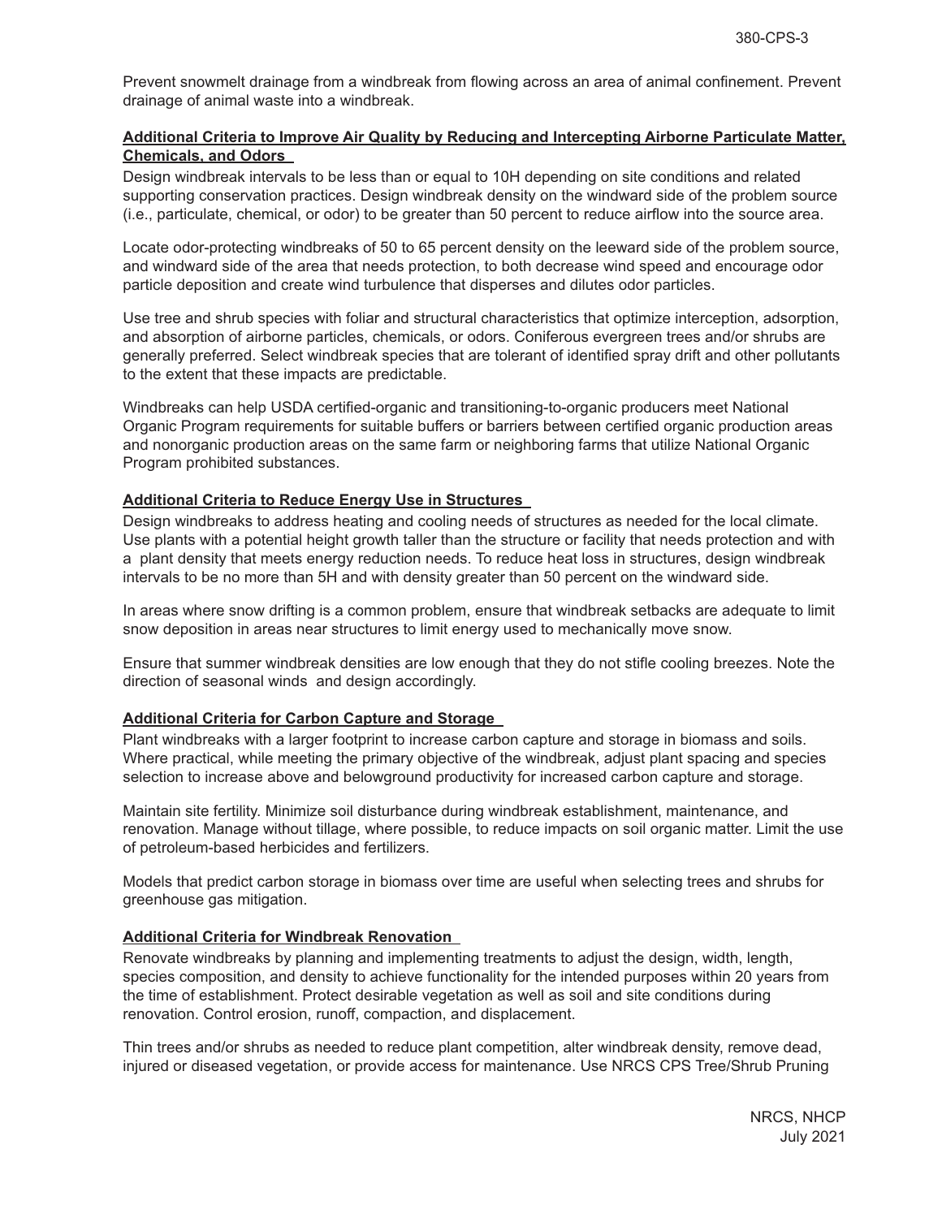Prevent snowmelt drainage from a windbreak from flowing across an area of animal confinement. Prevent drainage of animal waste into a windbreak.

**Additional Criteria to Improve Air Quality by Reducing and Intercepting Airborne Particulate Matter, Chemicals, and Odors**

Design windbreak intervals to be less than or equal to 10H depending on site conditions and related supporting conservation practices. Design windbreak density on the windward side of the problem source (i.e., particulate, chemical, or odor) to be greater than 50 percent to reduce airflow into the source area.

Locate odor-protecting windbreaks of 50 to 65 percent density on the leeward side of the problem source, and windward side of the area that needs protection, to both decrease wind speed and encourage odor particle deposition and create wind turbulence that disperses and dilutes odor particles.

Use tree and shrub species with foliar and structural characteristics that optimize interception, adsorption, and absorption of airborne particles, chemicals, or odors. Coniferous evergreen trees and/or shrubs are generally preferred. Select windbreak species that are tolerant of identified spray drift and other pollutants to the extent that these impacts are predictable.

Windbreaks can help USDA certified-organic and transitioning-to-organic producers meet National Organic Program requirements for suitable buffers or barriers between certified organic production areas and nonorganic production areas on the same farm or neighboring farms that utilize National Organic Program prohibited substances.

**Additional Criteria to Reduce Energy Use in Structures**

Design windbreaks to address heating and cooling needs of structures as needed for the local climate. Use plants with a potential height growth taller than the structure or facility that needs protection and with a plant density that meets energy reduction needs. To reduce heat loss in structures, design windbreak intervals to be no more than 5H and with density greater than 50 percent on the windward side.

In areas where snow drifting is a common problem, ensure that windbreak setbacks are adequate to limit snow deposition in areas near structures to limit energy used to mechanically move snow.

Ensure that summer windbreak densities are low enough that they do not stifle cooling breezes. Note the direction of seasonal winds and design accordingly.

**Additional Criteria for Carbon Capture and Storage**

Plant windbreaks with a larger footprint to increase carbon capture and storage in biomass and soils. Where practical, while meeting the primary objective of the windbreak, adjust plant spacing and species selection to increase above and belowground productivity for increased carbon capture and storage.

Maintain site fertility. Minimize soil disturbance during windbreak establishment, maintenance, and renovation. Manage without tillage, where possible, to reduce impacts on soil organic matter. Limit the use of petroleum-based herbicides and fertilizers.

Models that predict carbon storage in biomass over time are useful when selecting trees and shrubs for greenhouse gas mitigation.

**Additional Criteria for Windbreak Renovation**

Renovate windbreaks by planning and implementing treatments to adjust the design, width, length, species composition, and density to achieve functionality for the intended purposes within 20 years from the time of establishment. Protect desirable vegetation as well as soil and site conditions during renovation. Control erosion, runoff, compaction, and displacement.

Thin trees and/or shrubs as needed to reduce plant competition, alter windbreak density, remove dead, injured or diseased vegetation, or provide access for maintenance. Use NRCS CPS Tree/Shrub Pruning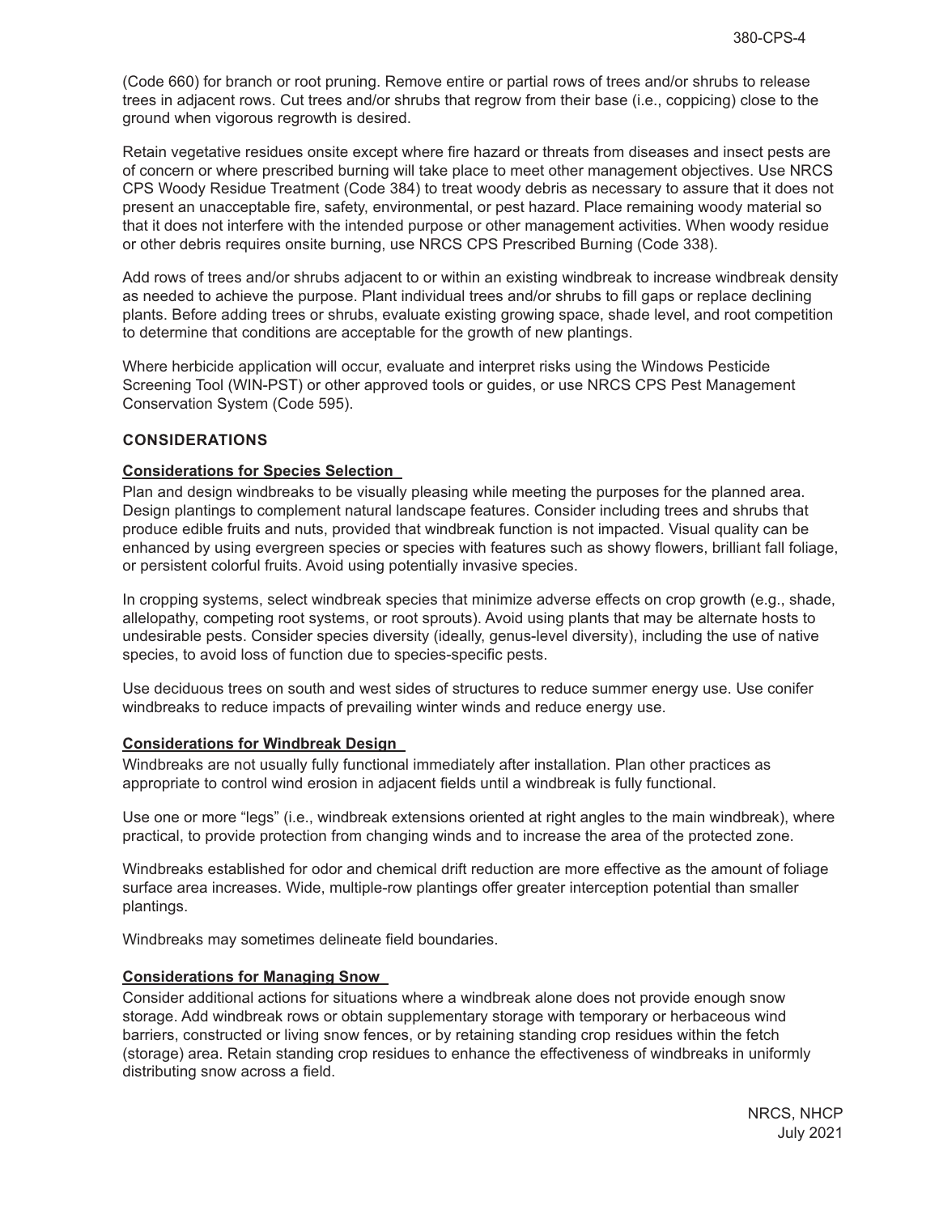(Code 660) for branch or root pruning. Remove entire or partial rows of trees and/or shrubs to release trees in adjacent rows. Cut trees and/or shrubs that regrow from their base (i.e., coppicing) close to the ground when vigorous regrowth is desired.

Retain vegetative residues onsite except where fire hazard or threats from diseases and insect pests are of concern or where prescribed burning will take place to meet other management objectives. Use NRCS CPS Woody Residue Treatment (Code 384) to treat woody debris as necessary to assure that it does not present an unacceptable fire, safety, environmental, or pest hazard. Place remaining woody material so that it does not interfere with the intended purpose or other management activities. When woody residue or other debris requires onsite burning, use NRCS CPS Prescribed Burning (Code 338).

Add rows of trees and/or shrubs adjacent to or within an existing windbreak to increase windbreak density as needed to achieve the purpose. Plant individual trees and/or shrubs to fill gaps or replace declining plants. Before adding trees or shrubs, evaluate existing growing space, shade level, and root competition to determine that conditions are acceptable for the growth of new plantings.

Where herbicide application will occur, evaluate and interpret risks using the Windows Pesticide Screening Tool (WIN-PST) or other approved tools or guides, or use NRCS CPS Pest Management Conservation System (Code 595).

## CONSIDERATIONS

### Considerations for Species Selection

Plan and design windbreaks to be visually pleasing while meeting the purposes for the planned area. Design plantings to complement natural landscape features. Consider including trees and shrubs that produce edible fruits and nuts, provided that windbreak function is not impacted. Visual quality can be enhanced by using evergreen species or species with features such as showy flowers, brilliant fall foliage, or persistent colorful fruits. Avoid using potentially invasive species.

In cropping systems, select windbreak species that minimize adverse effects on crop growth (e.g., shade, allelopathy, competing root systems, or root sprouts). Avoid using plants that may be alternate hosts to undesirable pests. Consider species diversity (ideally, genus-level diversity), including the use of native species, to avoid loss of function due to species-specific pests.

Use deciduous trees on south and west sides of structures to reduce summer energy use. Use conifer windbreaks to reduce impacts of prevailing winter winds and reduce energy use.

### Considerations for Windbreak Design

Windbreaks are not usually fully functional immediately after installation. Plan other practices as appropriate to control wind erosion in adjacent fields until a windbreak is fully functional.

Use one or more "legs" (i.e., windbreak extensions oriented at right angles to the main windbreak), where practical, to provide protection from changing winds and to increase the area of the protected zone.

Windbreaks established for odor and chemical drift reduction are more effective as the amount of foliage surface area increases. Wide, multiple-row plantings offer greater interception potential than smaller plantings.

Windbreaks may sometimes delineate field boundaries.

### Considerations for Managing Snow

Consider additional actions for situations where a windbreak alone does not provide enough snow storage. Add windbreak rows or obtain supplementary storage with temporary or herbaceous wind barriers, constructed or living snow fences, or by retaining standing crop residues within the fetch (storage) area. Retain standing crop residues to enhance the effectiveness of windbreaks in uniformly distributing snow across a field.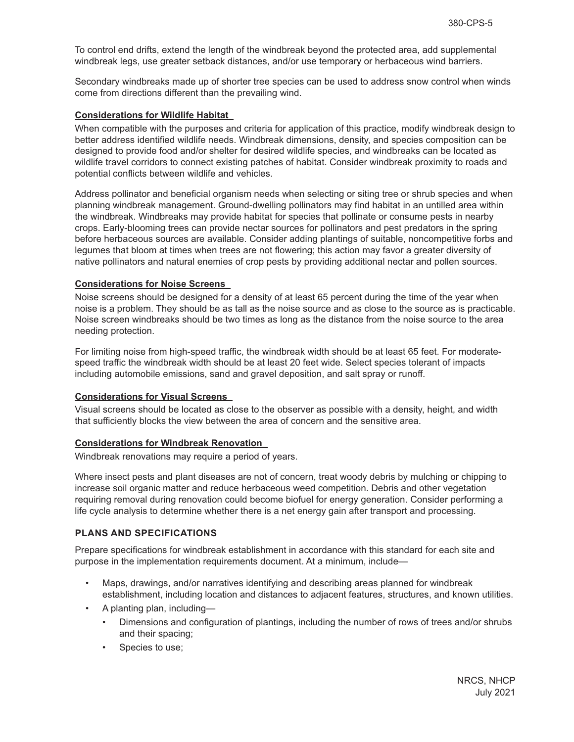To control end drifts, extend the length of the windbreak beyond the protected area, add supplemental windbreak legs, use greater setback distances, and/or use temporary or herbaceous wind barriers.

Secondary windbreaks made up of shorter tree species can be used to address snow control when winds come from directions different than the prevailing wind.

### Considerations for Wildlife Habitat

When compatible with the purposes and criteria for application of this practice, modify windbreak design to better address identified wildlife needs. Windbreak dimensions, density, and species composition can be designed to provide food and/or shelter for desired wildlife species, and windbreaks can be located as wildlife travel corridors to connect existing patches of habitat. Consider windbreak proximity to roads and potential conflicts between wildlife and vehicles.

Address pollinator and beneficial organism needs when selecting or siting tree or shrub species and when planning windbreak management. Ground-dwelling pollinators may find habitat in an untilled area within the windbreak. Windbreaks may provide habitat for species that pollinate or consume pests in nearby crops. Early-blooming trees can provide nectar sources for pollinators and pest predators in the spring before herbaceous sources are available. Consider adding plantings of suitable, noncompetitive forbs and legumes that bloom at times when trees are not flowering; this action may favor a greater diversity of native pollinators and natural enemies of crop pests by providing additional nectar and pollen sources.

### Considerations for Noise Screens

Noise screens should be designed for a density of at least 65 percent during the time of the year when noise is a problem. They should be as tall as the noise source and as close to the source as is practicable. Noise screen windbreaks should be two times as long as the distance from the noise source to the area needing protection.

For limiting noise from high-speed traffic, the windbreak width should be at least 65 feet. For moderate-speed traffic the windbreak width should be at least 20 feet wide. Select species tolerant of impacts including automobile emissions, sand and gravel deposition, and salt spray or runoff.

### Considerations for Visual Screens

Visual screens should be located as close to the observer as possible with a density, height, and width that sufficiently blocks the view between the area of concern and the sensitive area.

### Considerations for Windbreak Renovation

Windbreak renovations may require a period of years.

Where insect pests and plant diseases are not of concern, treat woody debris by mulching or chipping to increase soil organic matter and reduce herbaceous weed competition. Debris and other vegetation requiring removal during renovation could become biofuel for energy generation. Consider performing a life cycle analysis to determine whether there is a net energy gain after transport and processing.

## PLANS AND SPECIFICATIONS

Prepare specifications for windbreak establishment in accordance with this standard for each site and purpose in the implementation requirements document. At a minimum, include—

- Maps, drawings, and/or narratives identifying and describing areas planned for windbreak establishment, including location and distances to adjacent features, structures, and known utilities.
- A planting plan, including—
  - Dimensions and configuration of plantings, including the number of rows of trees and/or shrubs and their spacing;
  - Species to use;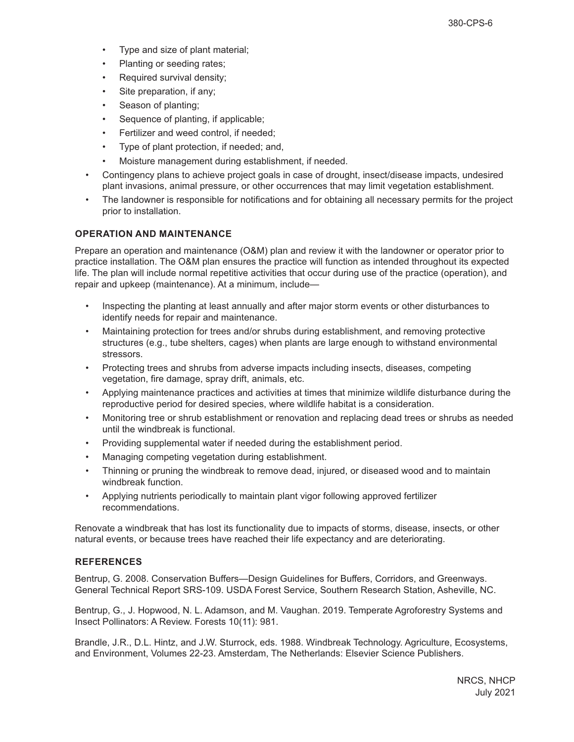- Type and size of plant material;
  - Planting or seeding rates;
  - Required survival density;
  - Site preparation, if any;
  - Season of planting;
  - Sequence of planting, if applicable;
  - Fertilizer and weed control, if needed;
  - Type of plant protection, if needed; and,
  - Moisture management during establishment, if needed.
- Contingency plans to achieve project goals in case of drought, insect/disease impacts, undesired plant invasions, animal pressure, or other occurrences that may limit vegetation establishment.
- The landowner is responsible for notifications and for obtaining all necessary permits for the project prior to installation.

## OPERATION AND MAINTENANCE

Prepare an operation and maintenance (O&M) plan and review it with the landowner or operator prior to practice installation. The O&M plan ensures the practice will function as intended throughout its expected life. The plan will include normal repetitive activities that occur during use of the practice (operation), and repair and upkeep (maintenance). At a minimum, include—

- Inspecting the planting at least annually and after major storm events or other disturbances to identify needs for repair and maintenance.
- Maintaining protection for trees and/or shrubs during establishment, and removing protective structures (e.g., tube shelters, cages) when plants are large enough to withstand environmental stressors.
- Protecting trees and shrubs from adverse impacts including insects, diseases, competing vegetation, fire damage, spray drift, animals, etc.
- Applying maintenance practices and activities at times that minimize wildlife disturbance during the reproductive period for desired species, where wildlife habitat is a consideration.
- Monitoring tree or shrub establishment or renovation and replacing dead trees or shrubs as needed until the windbreak is functional.
- Providing supplemental water if needed during the establishment period.
- Managing competing vegetation during establishment.
- Thinning or pruning the windbreak to remove dead, injured, or diseased wood and to maintain windbreak function.
- Applying nutrients periodically to maintain plant vigor following approved fertilizer recommendations.

Renovate a windbreak that has lost its functionality due to impacts of storms, disease, insects, or other natural events, or because trees have reached their life expectancy and are deteriorating.

## REFERENCES

Bentrup, G. 2008. Conservation Buffers—Design Guidelines for Buffers, Corridors, and Greenways. General Technical Report SRS-109. USDA Forest Service, Southern Research Station, Asheville, NC.

Bentrup, G., J. Hopwood, N. L. Adamson, and M. Vaughan. 2019. Temperate Agroforestry Systems and Insect Pollinators: A Review. Forests 10(11): 981.

Brandle, J.R., D.L. Hintz, and J.W. Sturrock, eds. 1988. Windbreak Technology. Agriculture, Ecosystems, and Environment, Volumes 22-23. Amsterdam, The Netherlands: Elsevier Science Publishers.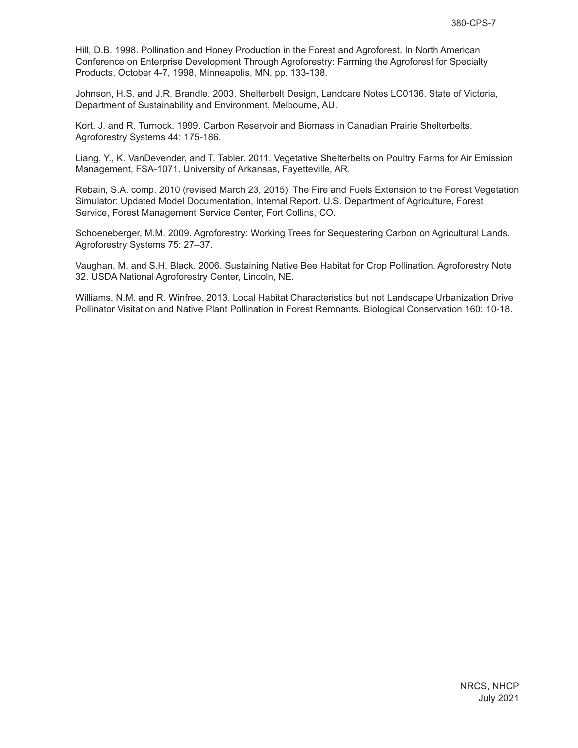Hill, D.B. 1998. Pollination and Honey Production in the Forest and Agroforest. In North American Conference on Enterprise Development Through Agroforestry: Farming the Agroforest for Specialty Products, October 4-7, 1998, Minneapolis, MN, pp. 133-138.

Johnson, H.S. and J.R. Brandle. 2003. Shelterbelt Design, Landcare Notes LC0136. State of Victoria, Department of Sustainability and Environment, Melbourne, AU.

Kort, J. and R. Turnock. 1999. Carbon Reservoir and Biomass in Canadian Prairie Shelterbelts. Agroforestry Systems 44: 175-186.

Liang, Y., K. VanDevender, and T. Tabler. 2011. Vegetative Shelterbelts on Poultry Farms for Air Emission Management, FSA-1071. University of Arkansas, Fayetteville, AR.

Rebain, S.A. comp. 2010 (revised March 23, 2015). The Fire and Fuels Extension to the Forest Vegetation Simulator: Updated Model Documentation, Internal Report. U.S. Department of Agriculture, Forest Service, Forest Management Service Center, Fort Collins, CO.

Schoeneberger, M.M. 2009. Agroforestry: Working Trees for Sequestering Carbon on Agricultural Lands. Agroforestry Systems 75: 27–37.

Vaughan, M. and S.H. Black. 2006. Sustaining Native Bee Habitat for Crop Pollination. Agroforestry Note 32. USDA National Agroforestry Center, Lincoln, NE.

Williams, N.M. and R. Winfree. 2013. Local Habitat Characteristics but not Landscape Urbanization Drive Pollinator Visitation and Native Plant Pollination in Forest Remnants. Biological Conservation 160: 10-18.